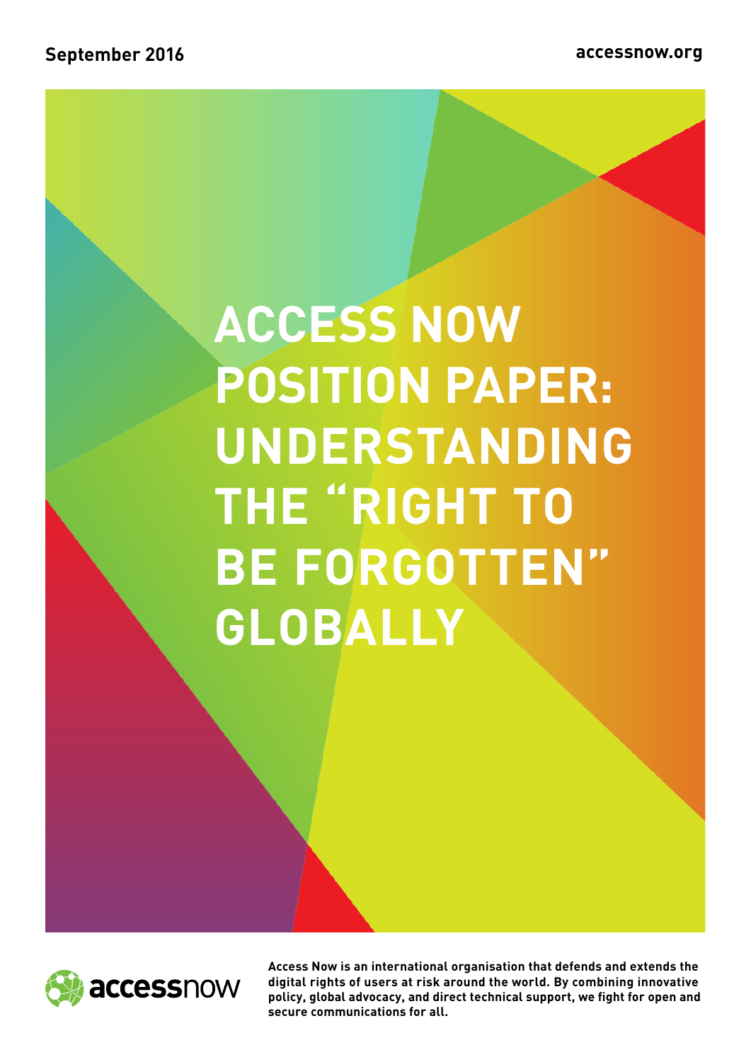September 2016

accessnow.org

# ACCESS NOW POSITION PAPER: UNDERSTANDING THE "RIGHT TO BE FORGOTTEN" GLOBALLY

accessnow

**Access Now is an international organisation that defends and extends the digital rights of users at risk around the world. By combining innovative policy, global advocacy, and direct technical support, we fight for open and secure communications for all.**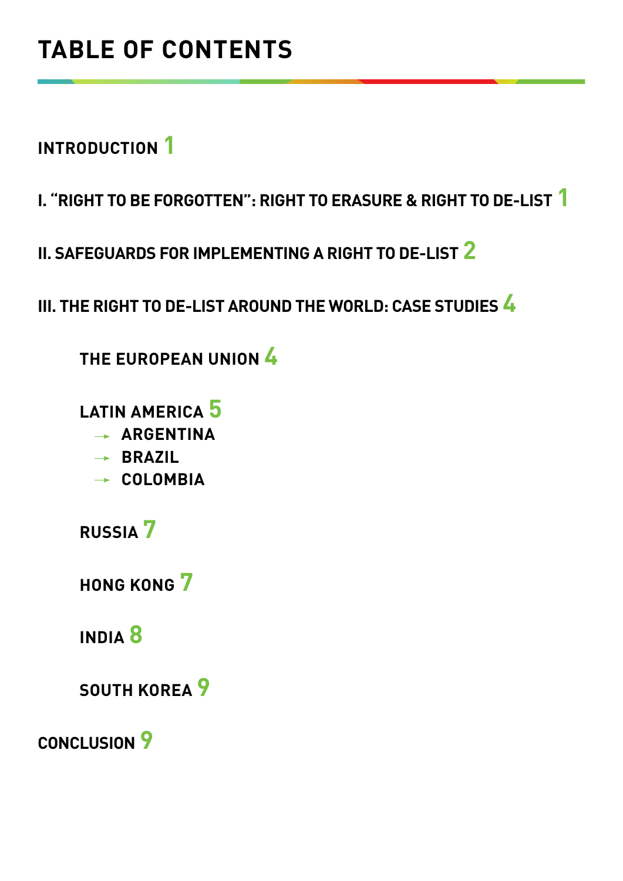# TABLE OF CONTENTS

**INTRODUCTION** 1

**I. "RIGHT TO BE FORGOTTEN": RIGHT TO ERASURE & RIGHT TO DE-LIST** 1

**II. SAFEGUARDS FOR IMPLEMENTING A RIGHT TO DE-LIST** 2

**III. THE RIGHT TO DE-LIST AROUND THE WORLD: CASE STUDIES** 4

- **THE EUROPEAN UNION** 4
- **LATIN AMERICA** 5
  - → **ARGENTINA**
  - → **BRAZIL**
  - → **COLOMBIA**
- **RUSSIA** 7
- **HONG KONG** 7
- **INDIA** 8
- **SOUTH KOREA** 9

**CONCLUSION** 9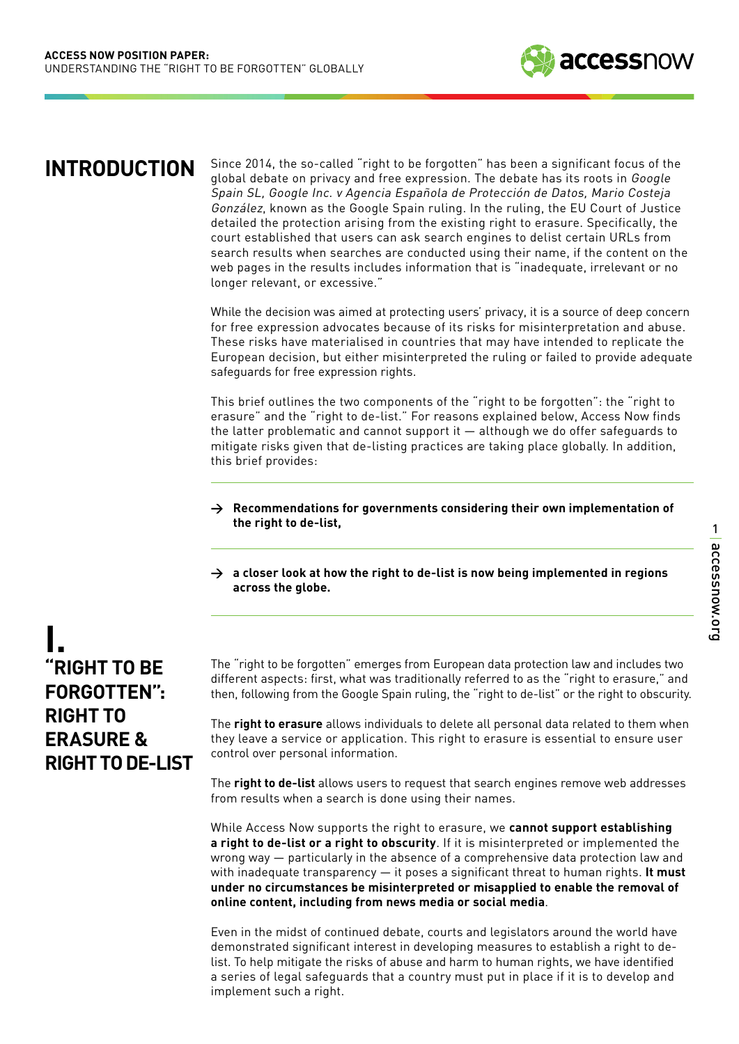# INTRODUCTION

Since 2014, the so-called "right to be forgotten" has been a significant focus of the global debate on privacy and free expression. The debate has its roots in *Google Spain SL, Google Inc. v Agencia Española de Protección de Datos, Mario Costeja González*, known as the Google Spain ruling. In the ruling, the EU Court of Justice detailed the protection arising from the existing right to erasure. Specifically, the court established that users can ask search engines to delist certain URLs from search results when searches are conducted using their name, if the content on the web pages in the results includes information that is "inadequate, irrelevant or no longer relevant, or excessive."

While the decision was aimed at protecting users' privacy, it is a source of deep concern for free expression advocates because of its risks for misinterpretation and abuse. These risks have materialised in countries that may have intended to replicate the European decision, but either misinterpreted the ruling or failed to provide adequate safeguards for free expression rights.

This brief outlines the two components of the "right to be forgotten": the "right to erasure" and the "right to de-list." For reasons explained below, Access Now finds the latter problematic and cannot support it — although we do offer safeguards to mitigate risks given that de-listing practices are taking place globally. In addition, this brief provides:

- → **Recommendations for governments considering their own implementation of the right to de-list,**
- → **a closer look at how the right to de-list is now being implemented in regions across the globe.**

# I. "RIGHT TO BE FORGOTTEN": RIGHT TO ERASURE & RIGHT TO DE-LIST

The "right to be forgotten" emerges from European data protection law and includes two different aspects: first, what was traditionally referred to as the "right to erasure," and then, following from the Google Spain ruling, the "right to de-list" or the right to obscurity.

The **right to erasure** allows individuals to delete all personal data related to them when they leave a service or application. This right to erasure is essential to ensure user control over personal information.

The **right to de-list** allows users to request that search engines remove web addresses from results when a search is done using their names.

While Access Now supports the right to erasure, we **cannot support establishing a right to de-list or a right to obscurity**. If it is misinterpreted or implemented the wrong way — particularly in the absence of a comprehensive data protection law and with inadequate transparency — it poses a significant threat to human rights. **It must under no circumstances be misinterpreted or misapplied to enable the removal of online content, including from news media or social media**.

Even in the midst of continued debate, courts and legislators around the world have demonstrated significant interest in developing measures to establish a right to de-list. To help mitigate the risks of abuse and harm to human rights, we have identified a series of legal safeguards that a country must put in place if it is to develop and implement such a right.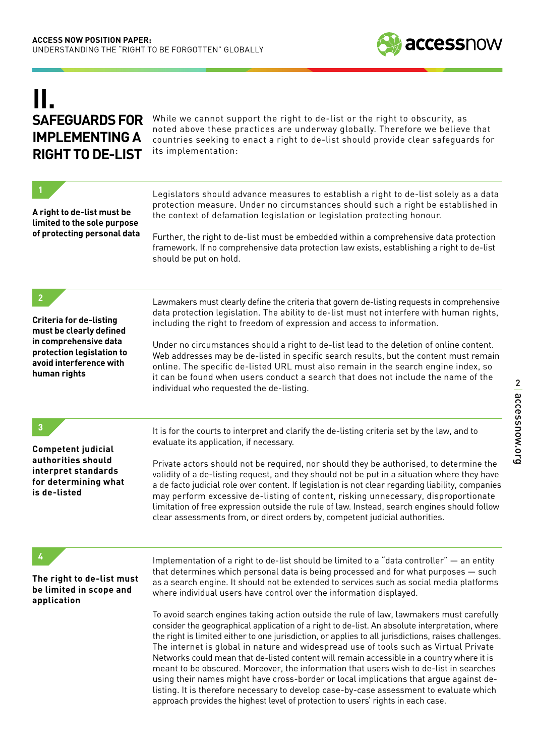# II. SAFEGUARDS FOR IMPLEMENTING A RIGHT TO DE-LIST

While we cannot support the right to de-list or the right to obscurity, as noted above these practices are underway globally. Therefore we believe that countries seeking to enact a right to de-list should provide clear safeguards for its implementation:

## 1

**A right to de-list must be limited to the sole purpose of protecting personal data**

Legislators should advance measures to establish a right to de-list solely as a data protection measure. Under no circumstances should such a right be established in the context of defamation legislation or legislation protecting honour.

Further, the right to de-list must be embedded within a comprehensive data protection framework. If no comprehensive data protection law exists, establishing a right to de-list should be put on hold.

## 2

**Criteria for de-listing must be clearly defined in comprehensive data protection legislation to avoid interference with human rights**

Lawmakers must clearly define the criteria that govern de-listing requests in comprehensive data protection legislation. The ability to de-list must not interfere with human rights, including the right to freedom of expression and access to information.

Under no circumstances should a right to de-list lead to the deletion of online content. Web addresses may be de-listed in specific search results, but the content must remain online. The specific de-listed URL must also remain in the search engine index, so it can be found when users conduct a search that does not include the name of the individual who requested the de-listing.

## 3

**Competent judicial authorities should interpret standards for determining what is de-listed**

It is for the courts to interpret and clarify the de-listing criteria set by the law, and to evaluate its application, if necessary.

Private actors should not be required, nor should they be authorised, to determine the validity of a de-listing request, and they should not be put in a situation where they have a de facto judicial role over content. If legislation is not clear regarding liability, companies may perform excessive de-listing of content, risking unnecessary, disproportionate limitation of free expression outside the rule of law. Instead, search engines should follow clear assessments from, or direct orders by, competent judicial authorities.

## 4

**The right to de-list must be limited in scope and application**

Implementation of a right to de-list should be limited to a "data controller" — an entity that determines which personal data is being processed and for what purposes — such as a search engine. It should not be extended to services such as social media platforms where individual users have control over the information displayed.

To avoid search engines taking action outside the rule of law, lawmakers must carefully consider the geographical application of a right to de-list. An absolute interpretation, where the right is limited either to one jurisdiction, or applies to all jurisdictions, raises challenges. The internet is global in nature and widespread use of tools such as Virtual Private Networks could mean that de-listed content will remain accessible in a country where it is meant to be obscured. Moreover, the information that users wish to de-list in searches using their names might have cross-border or local implications that argue against de-listing. It is therefore necessary to develop case-by-case assessment to evaluate which approach provides the highest level of protection to users' rights in each case.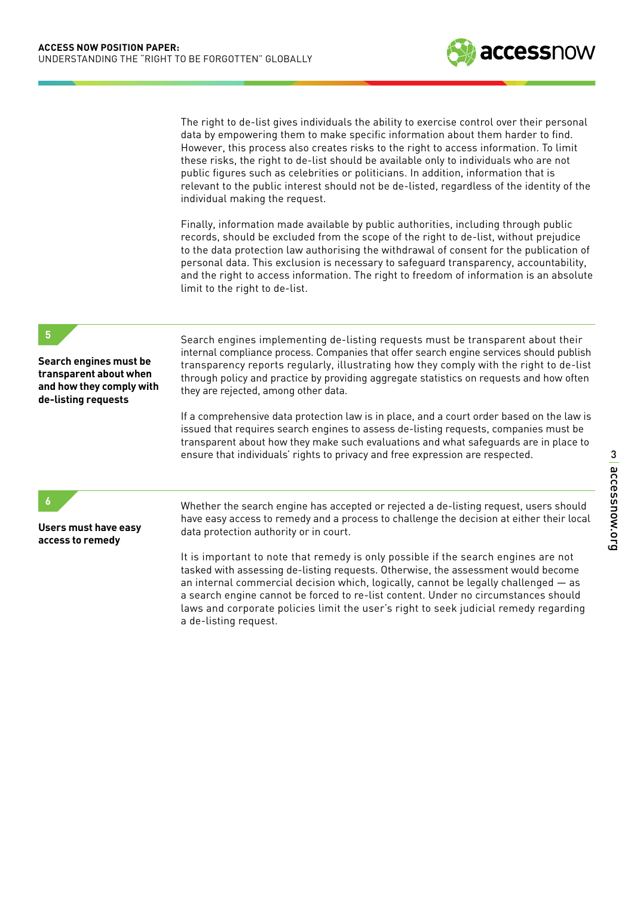The right to de-list gives individuals the ability to exercise control over their personal data by empowering them to make specific information about them harder to find. However, this process also creates risks to the right to access information. To limit these risks, the right to de-list should be available only to individuals who are not public figures such as celebrities or politicians. In addition, information that is relevant to the public interest should not be de-listed, regardless of the identity of the individual making the request.

Finally, information made available by public authorities, including through public records, should be excluded from the scope of the right to de-list, without prejudice to the data protection law authorising the withdrawal of consent for the publication of personal data. This exclusion is necessary to safeguard transparency, accountability, and the right to access information. The right to freedom of information is an absolute limit to the right to de-list.

## 5

**Search engines must be transparent about when and how they comply with de-listing requests**

Search engines implementing de-listing requests must be transparent about their internal compliance process. Companies that offer search engine services should publish transparency reports regularly, illustrating how they comply with the right to de-list through policy and practice by providing aggregate statistics on requests and how often they are rejected, among other data.

If a comprehensive data protection law is in place, and a court order based on the law is issued that requires search engines to assess de-listing requests, companies must be transparent about how they make such evaluations and what safeguards are in place to ensure that individuals' rights to privacy and free expression are respected.

## 6

**Users must have easy access to remedy**

Whether the search engine has accepted or rejected a de-listing request, users should have easy access to remedy and a process to challenge the decision at either their local data protection authority or in court.

It is important to note that remedy is only possible if the search engines are not tasked with assessing de-listing requests. Otherwise, the assessment would become an internal commercial decision which, logically, cannot be legally challenged — as a search engine cannot be forced to re-list content. Under no circumstances should laws and corporate policies limit the user's right to seek judicial remedy regarding a de-listing request.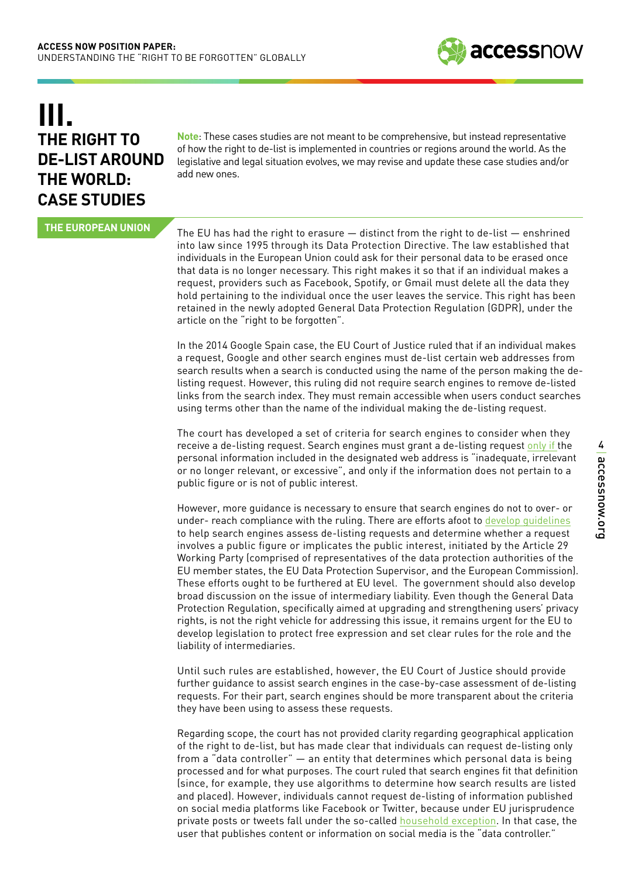# III. THE RIGHT TO DE-LIST AROUND THE WORLD: CASE STUDIES

**Note**: These cases studies are not meant to be comprehensive, but instead representative of how the right to de-list is implemented in countries or regions around the world. As the legislative and legal situation evolves, we may revise and update these case studies and/or add new ones.

## THE EUROPEAN UNION

The EU has had the right to erasure — distinct from the right to de-list — enshrined into law since 1995 through its Data Protection Directive. The law established that individuals in the European Union could ask for their personal data to be erased once that data is no longer necessary. This right makes it so that if an individual makes a request, providers such as Facebook, Spotify, or Gmail must delete all the data they hold pertaining to the individual once the user leaves the service. This right has been retained in the newly adopted General Data Protection Regulation (GDPR), under the article on the "right to be forgotten".

In the 2014 Google Spain case, the EU Court of Justice ruled that if an individual makes a request, Google and other search engines must de-list certain web addresses from search results when a search is conducted using the name of the person making the de-listing request. However, this ruling did not require search engines to remove de-listed links from the search index. They must remain accessible when users conduct searches using terms other than the name of the individual making the de-listing request.

The court has developed a set of criteria for search engines to consider when they receive a de-listing request. Search engines must grant a de-listing request only if the personal information included in the designated web address is "inadequate, irrelevant or no longer relevant, or excessive", and only if the information does not pertain to a public figure or is not of public interest.

However, more guidance is necessary to ensure that search engines do not to over- or under- reach compliance with the ruling. There are efforts afoot to develop guidelines to help search engines assess de-listing requests and determine whether a request involves a public figure or implicates the public interest, initiated by the Article 29 Working Party (comprised of representatives of the data protection authorities of the EU member states, the EU Data Protection Supervisor, and the European Commission). These efforts ought to be furthered at EU level. The government should also develop broad discussion on the issue of intermediary liability. Even though the General Data Protection Regulation, specifically aimed at upgrading and strengthening users' privacy rights, is not the right vehicle for addressing this issue, it remains urgent for the EU to develop legislation to protect free expression and set clear rules for the role and the liability of intermediaries.

Until such rules are established, however, the EU Court of Justice should provide further guidance to assist search engines in the case-by-case assessment of de-listing requests. For their part, search engines should be more transparent about the criteria they have been using to assess these requests.

Regarding scope, the court has not provided clarity regarding geographical application of the right to de-list, but has made clear that individuals can request de-listing only from a "data controller" — an entity that determines which personal data is being processed and for what purposes. The court ruled that search engines fit that definition (since, for example, they use algorithms to determine how search results are listed and placed). However, individuals cannot request de-listing of information published on social media platforms like Facebook or Twitter, because under EU jurisprudence private posts or tweets fall under the so-called household exception. In that case, the user that publishes content or information on social media is the "data controller."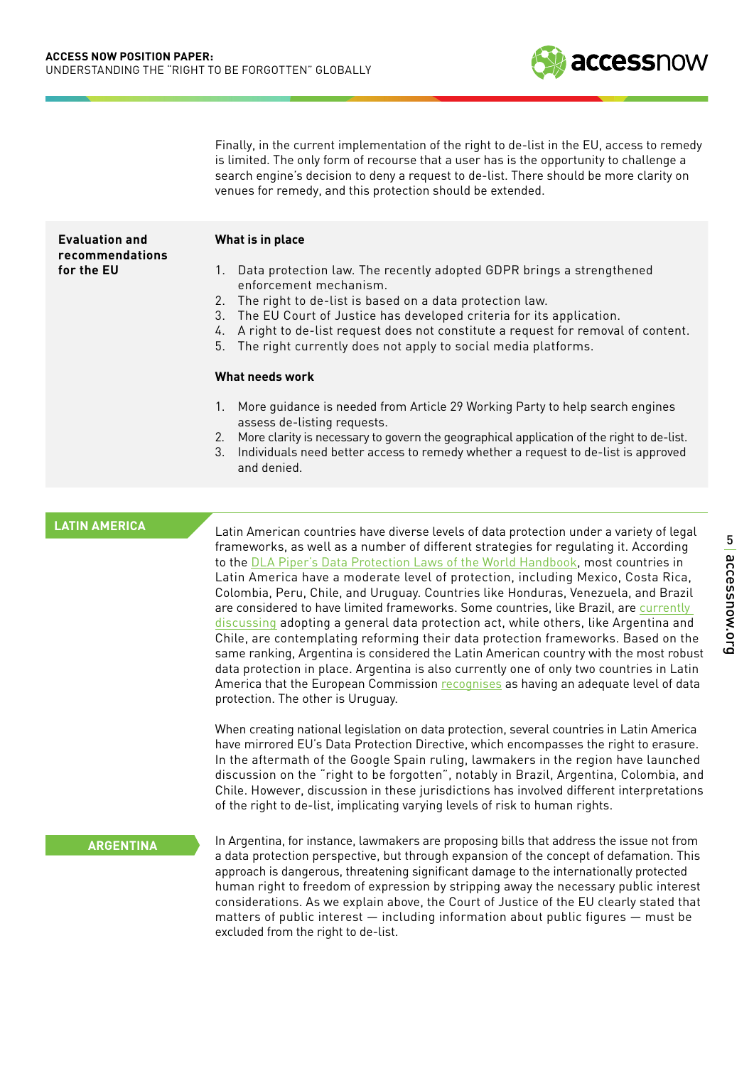Finally, in the current implementation of the right to de-list in the EU, access to remedy is limited. The only form of recourse that a user has is the opportunity to challenge a search engine's decision to deny a request to de-list. There should be more clarity on venues for remedy, and this protection should be extended.

**Evaluation and recommendations for the EU**

**What is in place**

1. Data protection law. The recently adopted GDPR brings a strengthened enforcement mechanism.
2. The right to de-list is based on a data protection law.
3. The EU Court of Justice has developed criteria for its application.
4. A right to de-list request does not constitute a request for removal of content.
5. The right currently does not apply to social media platforms.

**What needs work**

1. More guidance is needed from Article 29 Working Party to help search engines assess de-listing requests.
2. More clarity is necessary to govern the geographical application of the right to de-list.
3. Individuals need better access to remedy whether a request to de-list is approved and denied.

## LATIN AMERICA

Latin American countries have diverse levels of data protection under a variety of legal frameworks, as well as a number of different strategies for regulating it. According to the DLA Piper's Data Protection Laws of the World Handbook, most countries in Latin America have a moderate level of protection, including Mexico, Costa Rica, Colombia, Peru, Chile, and Uruguay. Countries like Honduras, Venezuela, and Brazil are considered to have limited frameworks. Some countries, like Brazil, are currently discussing adopting a general data protection act, while others, like Argentina and Chile, are contemplating reforming their data protection frameworks. Based on the same ranking, Argentina is considered the Latin American country with the most robust data protection in place. Argentina is also currently one of only two countries in Latin America that the European Commission recognises as having an adequate level of data protection. The other is Uruguay.

When creating national legislation on data protection, several countries in Latin America have mirrored EU's Data Protection Directive, which encompasses the right to erasure. In the aftermath of the Google Spain ruling, lawmakers in the region have launched discussion on the "right to be forgotten", notably in Brazil, Argentina, Colombia, and Chile. However, discussion in these jurisdictions has involved different interpretations of the right to de-list, implicating varying levels of risk to human rights.

### ARGENTINA

In Argentina, for instance, lawmakers are proposing bills that address the issue not from a data protection perspective, but through expansion of the concept of defamation. This approach is dangerous, threatening significant damage to the internationally protected human right to freedom of expression by stripping away the necessary public interest considerations. As we explain above, the Court of Justice of the EU clearly stated that matters of public interest — including information about public figures — must be excluded from the right to de-list.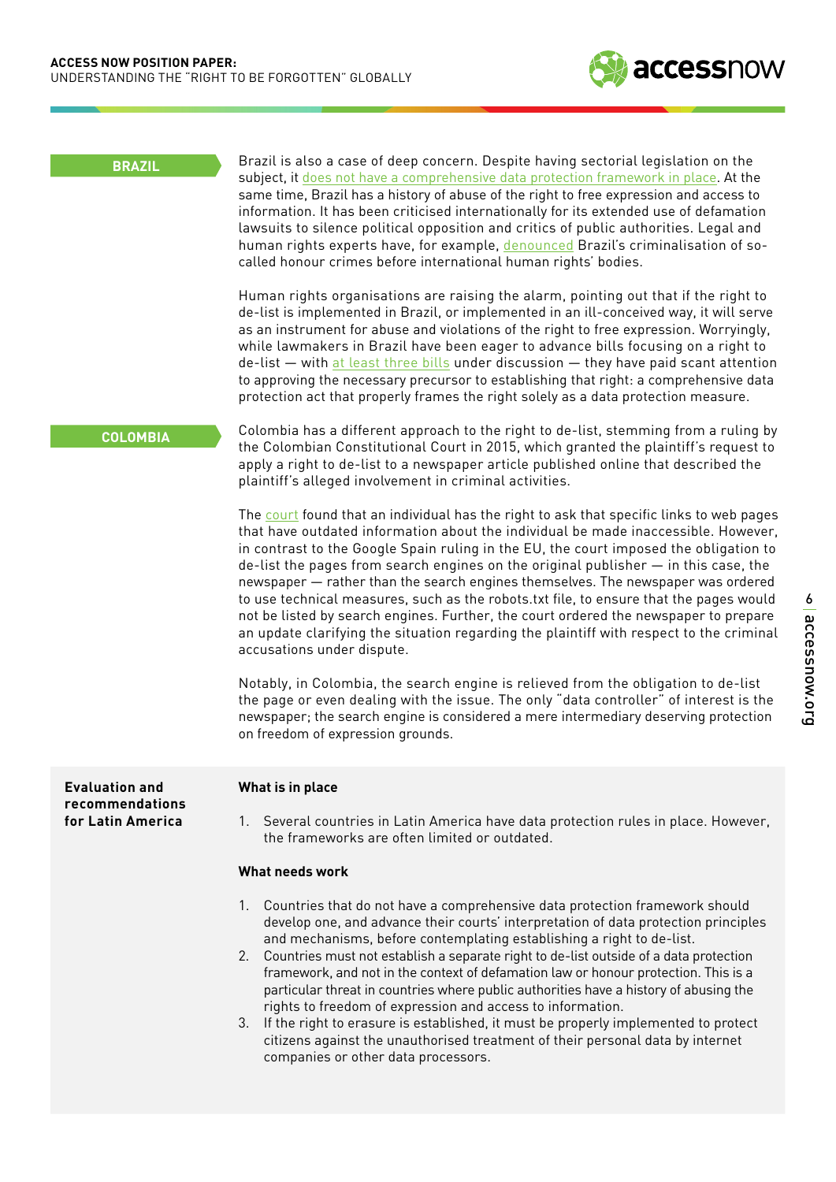## BRAZIL

Brazil is also a case of deep concern. Despite having sectorial legislation on the subject, it does not have a comprehensive data protection framework in place. At the same time, Brazil has a history of abuse of the right to free expression and access to information. It has been criticised internationally for its extended use of defamation lawsuits to silence political opposition and critics of public authorities. Legal and human rights experts have, for example, denounced Brazil's criminalisation of so-called honour crimes before international human rights' bodies.

Human rights organisations are raising the alarm, pointing out that if the right to de-list is implemented in Brazil, or implemented in an ill-conceived way, it will serve as an instrument for abuse and violations of the right to free expression. Worryingly, while lawmakers in Brazil have been eager to advance bills focusing on a right to de-list — with at least three bills under discussion — they have paid scant attention to approving the necessary precursor to establishing that right: a comprehensive data protection act that properly frames the right solely as a data protection measure.

## COLOMBIA

Colombia has a different approach to the right to de-list, stemming from a ruling by the Colombian Constitutional Court in 2015, which granted the plaintiff's request to apply a right to de-list to a newspaper article published online that described the plaintiff's alleged involvement in criminal activities.

The court found that an individual has the right to ask that specific links to web pages that have outdated information about the individual be made inaccessible. However, in contrast to the Google Spain ruling in the EU, the court imposed the obligation to de-list the pages from search engines on the original publisher — in this case, the newspaper — rather than the search engines themselves. The newspaper was ordered to use technical measures, such as the robots.txt file, to ensure that the pages would not be listed by search engines. Further, the court ordered the newspaper to prepare an update clarifying the situation regarding the plaintiff with respect to the criminal accusations under dispute.

Notably, in Colombia, the search engine is relieved from the obligation to de-list the page or even dealing with the issue. The only "data controller" of interest is the newspaper; the search engine is considered a mere intermediary deserving protection on freedom of expression grounds.

## Evaluation and recommendations for Latin America

**What is in place**

1. Several countries in Latin America have data protection rules in place. However, the frameworks are often limited or outdated.

**What needs work**

1. Countries that do not have a comprehensive data protection framework should develop one, and advance their courts' interpretation of data protection principles and mechanisms, before contemplating establishing a right to de-list.
2. Countries must not establish a separate right to de-list outside of a data protection framework, and not in the context of defamation law or honour protection. This is a particular threat in countries where public authorities have a history of abusing the rights to freedom of expression and access to information.
3. If the right to erasure is established, it must be properly implemented to protect citizens against the unauthorised treatment of their personal data by internet companies or other data processors.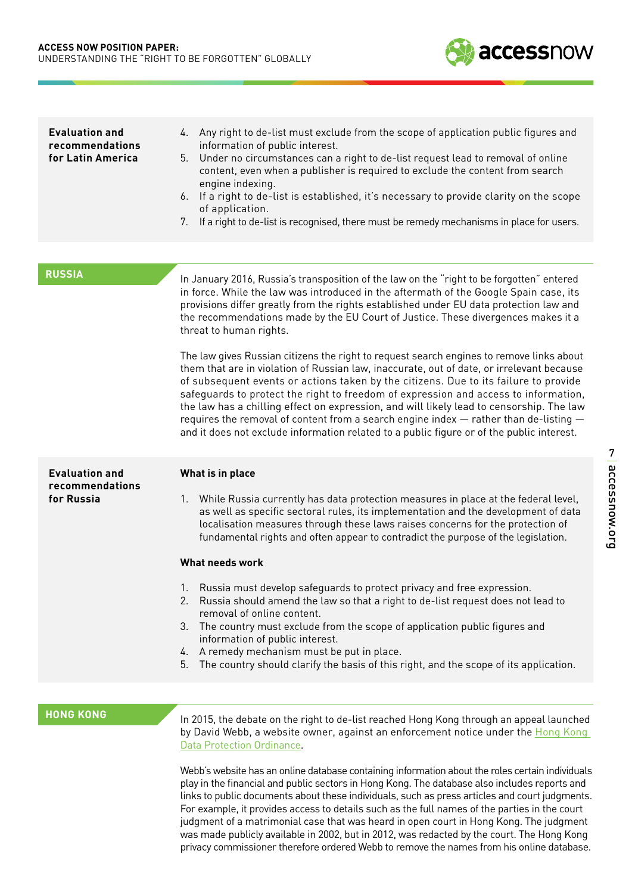**Evaluation and recommendations for Latin America**

4. Any right to de-list must exclude from the scope of application public figures and information of public interest.
5. Under no circumstances can a right to de-list request lead to removal of online content, even when a publisher is required to exclude the content from search engine indexing.
6. If a right to de-list is established, it's necessary to provide clarity on the scope of application.
7. If a right to de-list is recognised, there must be remedy mechanisms in place for users.

## RUSSIA

In January 2016, Russia's transposition of the law on the "right to be forgotten" entered in force. While the law was introduced in the aftermath of the Google Spain case, its provisions differ greatly from the rights established under EU data protection law and the recommendations made by the EU Court of Justice. These divergences makes it a threat to human rights.

The law gives Russian citizens the right to request search engines to remove links about them that are in violation of Russian law, inaccurate, out of date, or irrelevant because of subsequent events or actions taken by the citizens. Due to its failure to provide safeguards to protect the right to freedom of expression and access to information, the law has a chilling effect on expression, and will likely lead to censorship. The law requires the removal of content from a search engine index — rather than de-listing — and it does not exclude information related to a public figure or of the public interest.

**Evaluation and recommendations for Russia**

**What is in place**

1. While Russia currently has data protection measures in place at the federal level, as well as specific sectoral rules, its implementation and the development of data localisation measures through these laws raises concerns for the protection of fundamental rights and often appear to contradict the purpose of the legislation.

**What needs work**

1. Russia must develop safeguards to protect privacy and free expression.
2. Russia should amend the law so that a right to de-list request does not lead to removal of online content.
3. The country must exclude from the scope of application public figures and information of public interest.
4. A remedy mechanism must be put in place.
5. The country should clarify the basis of this right, and the scope of its application.

## HONG KONG

In 2015, the debate on the right to de-list reached Hong Kong through an appeal launched by David Webb, a website owner, against an enforcement notice under the Hong Kong Data Protection Ordinance.

Webb's website has an online database containing information about the roles certain individuals play in the financial and public sectors in Hong Kong. The database also includes reports and links to public documents about these individuals, such as press articles and court judgments. For example, it provides access to details such as the full names of the parties in the court judgment of a matrimonial case that was heard in open court in Hong Kong. The judgment was made publicly available in 2002, but in 2012, was redacted by the court. The Hong Kong privacy commissioner therefore ordered Webb to remove the names from his online database.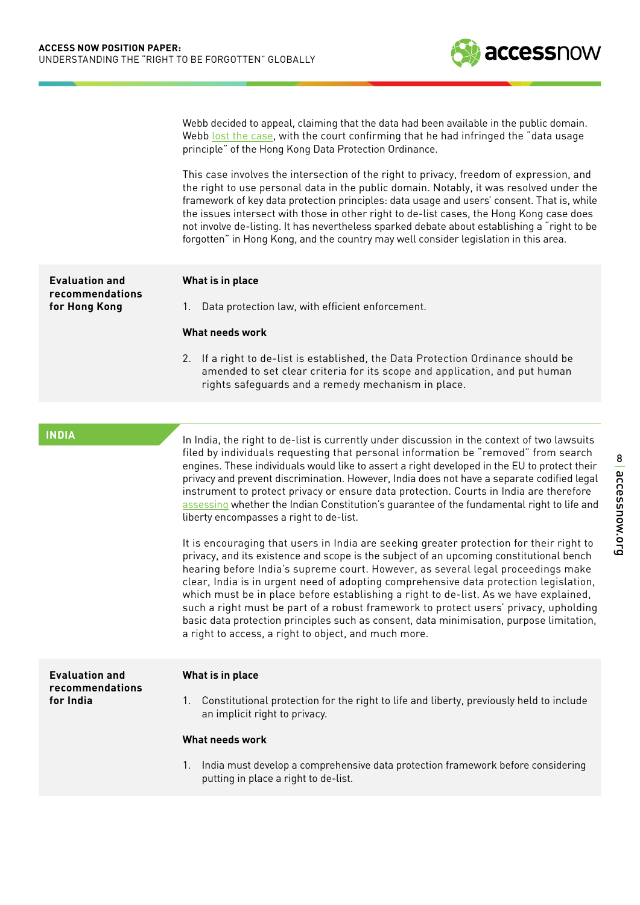Webb decided to appeal, claiming that the data had been available in the public domain. Webb lost the case, with the court confirming that he had infringed the "data usage principle" of the Hong Kong Data Protection Ordinance.

This case involves the intersection of the right to privacy, freedom of expression, and the right to use personal data in the public domain. Notably, it was resolved under the framework of key data protection principles: data usage and users' consent. That is, while the issues intersect with those in other right to de-list cases, the Hong Kong case does not involve de-listing. It has nevertheless sparked debate about establishing a "right to be forgotten" in Hong Kong, and the country may well consider legislation in this area.

**Evaluation and recommendations for Hong Kong**

**What is in place**

1. Data protection law, with efficient enforcement.

**What needs work**

2. If a right to de-list is established, the Data Protection Ordinance should be amended to set clear criteria for its scope and application, and put human rights safeguards and a remedy mechanism in place.

## INDIA

In India, the right to de-list is currently under discussion in the context of two lawsuits filed by individuals requesting that personal information be "removed" from search engines. These individuals would like to assert a right developed in the EU to protect their privacy and prevent discrimination. However, India does not have a separate codified legal instrument to protect privacy or ensure data protection. Courts in India are therefore assessing whether the Indian Constitution's guarantee of the fundamental right to life and liberty encompasses a right to de-list.

It is encouraging that users in India are seeking greater protection for their right to privacy, and its existence and scope is the subject of an upcoming constitutional bench hearing before India's supreme court. However, as several legal proceedings make clear, India is in urgent need of adopting comprehensive data protection legislation, which must be in place before establishing a right to de-list. As we have explained, such a right must be part of a robust framework to protect users' privacy, upholding basic data protection principles such as consent, data minimisation, purpose limitation, a right to access, a right to object, and much more.

**Evaluation and recommendations for India**

**What is in place**

1. Constitutional protection for the right to life and liberty, previously held to include an implicit right to privacy.

**What needs work**

1. India must develop a comprehensive data protection framework before considering putting in place a right to de-list.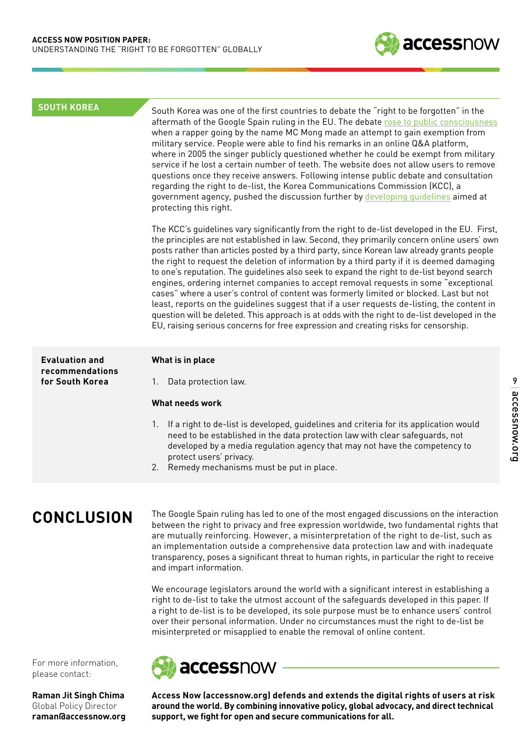## SOUTH KOREA

South Korea was one of the first countries to debate the "right to be forgotten" in the aftermath of the Google Spain ruling in the EU. The debate rose to public consciousness when a rapper going by the name MC Mong made an attempt to gain exemption from military service. People were able to find his remarks in an online Q&A platform, where in 2005 the singer publicly questioned whether he could be exempt from military service if he lost a certain number of teeth. The website does not allow users to remove questions once they receive answers. Following intense public debate and consultation regarding the right to de-list, the Korea Communications Commission (KCC), a government agency, pushed the discussion further by developing guidelines aimed at protecting this right.

The KCC's guidelines vary significantly from the right to de-list developed in the EU. First, the principles are not established in law. Second, they primarily concern online users' own posts rather than articles posted by a third party, since Korean law already grants people the right to request the deletion of information by a third party if it is deemed damaging to one's reputation. The guidelines also seek to expand the right to de-list beyond search engines, ordering internet companies to accept removal requests in some "exceptional cases" where a user's control of content was formerly limited or blocked. Last but not least, reports on the guidelines suggest that if a user requests de-listing, the content in question will be deleted. This approach is at odds with the right to de-list developed in the EU, raising serious concerns for free expression and creating risks for censorship.

**Evaluation and recommendations for South Korea**

**What is in place**

1. Data protection law.

**What needs work**

1. If a right to de-list is developed, guidelines and criteria for its application would need to be established in the data protection law with clear safeguards, not developed by a media regulation agency that may not have the competency to protect users' privacy.
2. Remedy mechanisms must be put in place.

# CONCLUSION

The Google Spain ruling has led to one of the most engaged discussions on the interaction between the right to privacy and free expression worldwide, two fundamental rights that are mutually reinforcing. However, a misinterpretation of the right to de-list, such as an implementation outside a comprehensive data protection law and with inadequate transparency, poses a significant threat to human rights, in particular the right to receive and impart information.

We encourage legislators around the world with a significant interest in establishing a right to de-list to take the utmost account of the safeguards developed in this paper. If a right to de-list is to be developed, its sole purpose must be to enhance users' control over their personal information. Under no circumstances must the right to de-list be misinterpreted or misapplied to enable the removal of online content.

For more information, please contact:

**Raman Jit Singh Chima**
Global Policy Director
**raman@accessnow.org**

**Access Now (accessnow.org) defends and extends the digital rights of users at risk around the world. By combining innovative policy, global advocacy, and direct technical support, we fight for open and secure communications for all.**